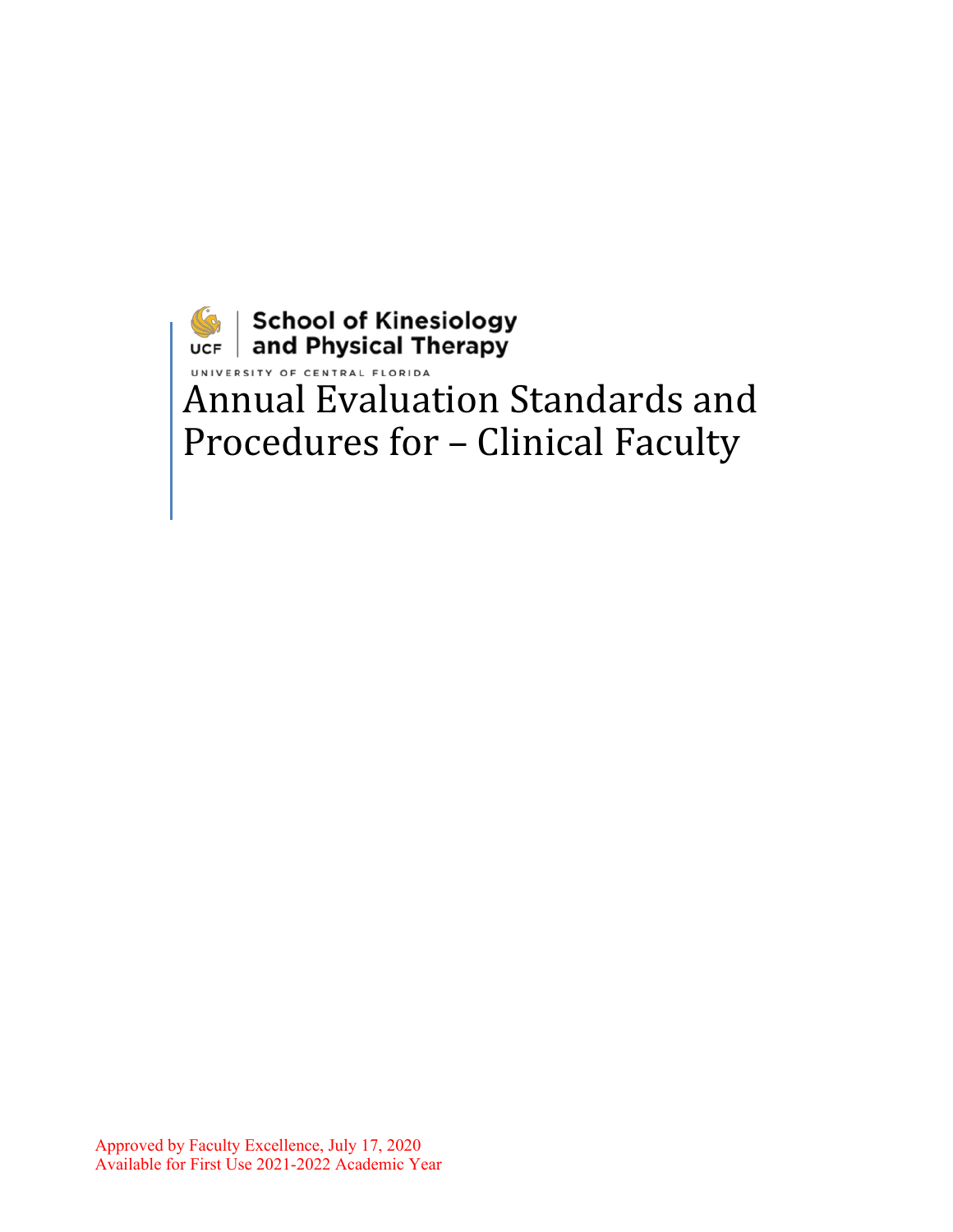School of Kinesiology and Physical Therapy

UNIVERSITY OF CENTRAL FLORIDA

# Annual Evaluation Standards and Procedures for – Clinical Faculty

Approved by Faculty Excellence, July 17, 2020
Available for First Use 2021-2022 Academic Year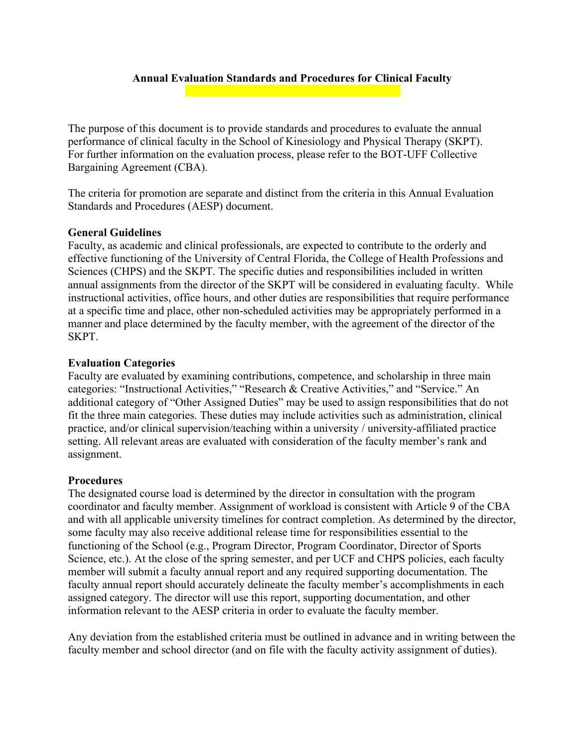# Annual Evaluation Standards and Procedures for Clinical Faculty

The purpose of this document is to provide standards and procedures to evaluate the annual performance of clinical faculty in the School of Kinesiology and Physical Therapy (SKPT). For further information on the evaluation process, please refer to the BOT-UFF Collective Bargaining Agreement (CBA).

The criteria for promotion are separate and distinct from the criteria in this Annual Evaluation Standards and Procedures (AESP) document.

## General Guidelines

Faculty, as academic and clinical professionals, are expected to contribute to the orderly and effective functioning of the University of Central Florida, the College of Health Professions and Sciences (CHPS) and the SKPT. The specific duties and responsibilities included in written annual assignments from the director of the SKPT will be considered in evaluating faculty. While instructional activities, office hours, and other duties are responsibilities that require performance at a specific time and place, other non-scheduled activities may be appropriately performed in a manner and place determined by the faculty member, with the agreement of the director of the SKPT.

## Evaluation Categories

Faculty are evaluated by examining contributions, competence, and scholarship in three main categories: "Instructional Activities," "Research & Creative Activities," and "Service." An additional category of "Other Assigned Duties" may be used to assign responsibilities that do not fit the three main categories. These duties may include activities such as administration, clinical practice, and/or clinical supervision/teaching within a university / university-affiliated practice setting. All relevant areas are evaluated with consideration of the faculty member's rank and assignment.

## Procedures

The designated course load is determined by the director in consultation with the program coordinator and faculty member. Assignment of workload is consistent with Article 9 of the CBA and with all applicable university timelines for contract completion. As determined by the director, some faculty may also receive additional release time for responsibilities essential to the functioning of the School (e.g., Program Director, Program Coordinator, Director of Sports Science, etc.). At the close of the spring semester, and per UCF and CHPS policies, each faculty member will submit a faculty annual report and any required supporting documentation. The faculty annual report should accurately delineate the faculty member's accomplishments in each assigned category. The director will use this report, supporting documentation, and other information relevant to the AESP criteria in order to evaluate the faculty member.

Any deviation from the established criteria must be outlined in advance and in writing between the faculty member and school director (and on file with the faculty activity assignment of duties).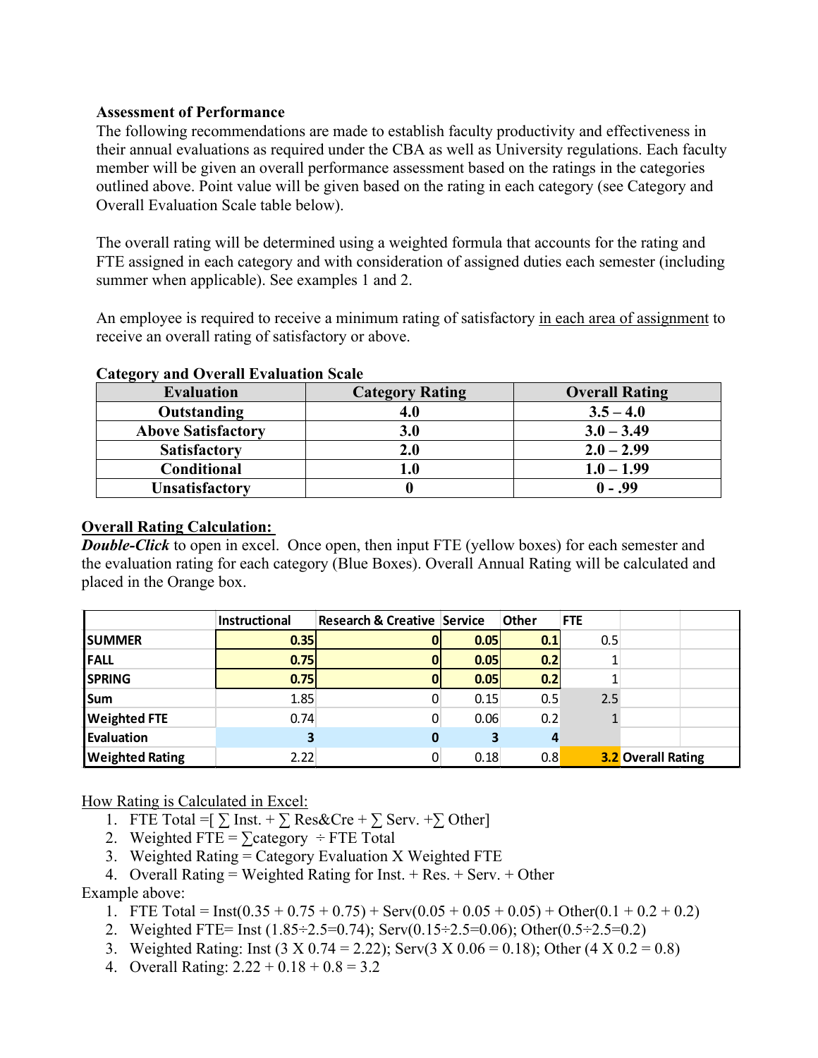**Assessment of Performance**

The following recommendations are made to establish faculty productivity and effectiveness in their annual evaluations as required under the CBA as well as University regulations. Each faculty member will be given an overall performance assessment based on the ratings in the categories outlined above. Point value will be given based on the rating in each category (see Category and Overall Evaluation Scale table below).

The overall rating will be determined using a weighted formula that accounts for the rating and FTE assigned in each category and with consideration of assigned duties each semester (including summer when applicable). See examples 1 and 2.

An employee is required to receive a minimum rating of satisfactory in each area of assignment to receive an overall rating of satisfactory or above.

**Category and Overall Evaluation Scale**

| Evaluation | Category Rating | Overall Rating |
|---|---|---|
| Outstanding | 4.0 | 3.5 – 4.0 |
| Above Satisfactory | 3.0 | 3.0 – 3.49 |
| Satisfactory | 2.0 | 2.0 – 2.99 |
| Conditional | 1.0 | 1.0 – 1.99 |
| Unsatisfactory | 0 | 0 - .99 |

**Overall Rating Calculation:**

***Double-Click*** to open in excel. Once open, then input FTE (yellow boxes) for each semester and the evaluation rating for each category (Blue Boxes). Overall Annual Rating will be calculated and placed in the Orange box.

| | Instructional | Research & Creative | Service | Other | FTE | |
|---|---|---|---|---|---|---|
| SUMMER | 0.35 | 0 | 0.05 | 0.1 | 0.5 | |
| FALL | 0.75 | 0 | 0.05 | 0.2 | 1 | |
| SPRING | 0.75 | 0 | 0.05 | 0.2 | 1 | |
| Sum | 1.85 | 0 | 0.15 | 0.5 | 2.5 | |
| Weighted FTE | 0.74 | 0 | 0.06 | 0.2 | 1 | |
| Evaluation | 3 | 0 | 3 | 4 | | |
| Weighted Rating | 2.22 | 0 | 0.18 | 0.8 | 3.2 | Overall Rating |

How Rating is Calculated in Excel:

1. FTE Total =[ ∑ Inst. + ∑ Res&Cre + ∑ Serv. +∑ Other]
2. Weighted FTE = ∑category ÷ FTE Total
3. Weighted Rating = Category Evaluation X Weighted FTE
4. Overall Rating = Weighted Rating for Inst. + Res. + Serv. + Other

Example above:

1. FTE Total = Inst(0.35 + 0.75 + 0.75) + Serv(0.05 + 0.05 + 0.05) + Other(0.1 + 0.2 + 0.2)
2. Weighted FTE= Inst (1.85÷2.5=0.74); Serv(0.15÷2.5=0.06); Other(0.5÷2.5=0.2)
3. Weighted Rating: Inst (3 X 0.74 = 2.22); Serv(3 X 0.06 = 0.18); Other (4 X 0.2 = 0.8)
4. Overall Rating: 2.22 + 0.18 + 0.8 = 3.2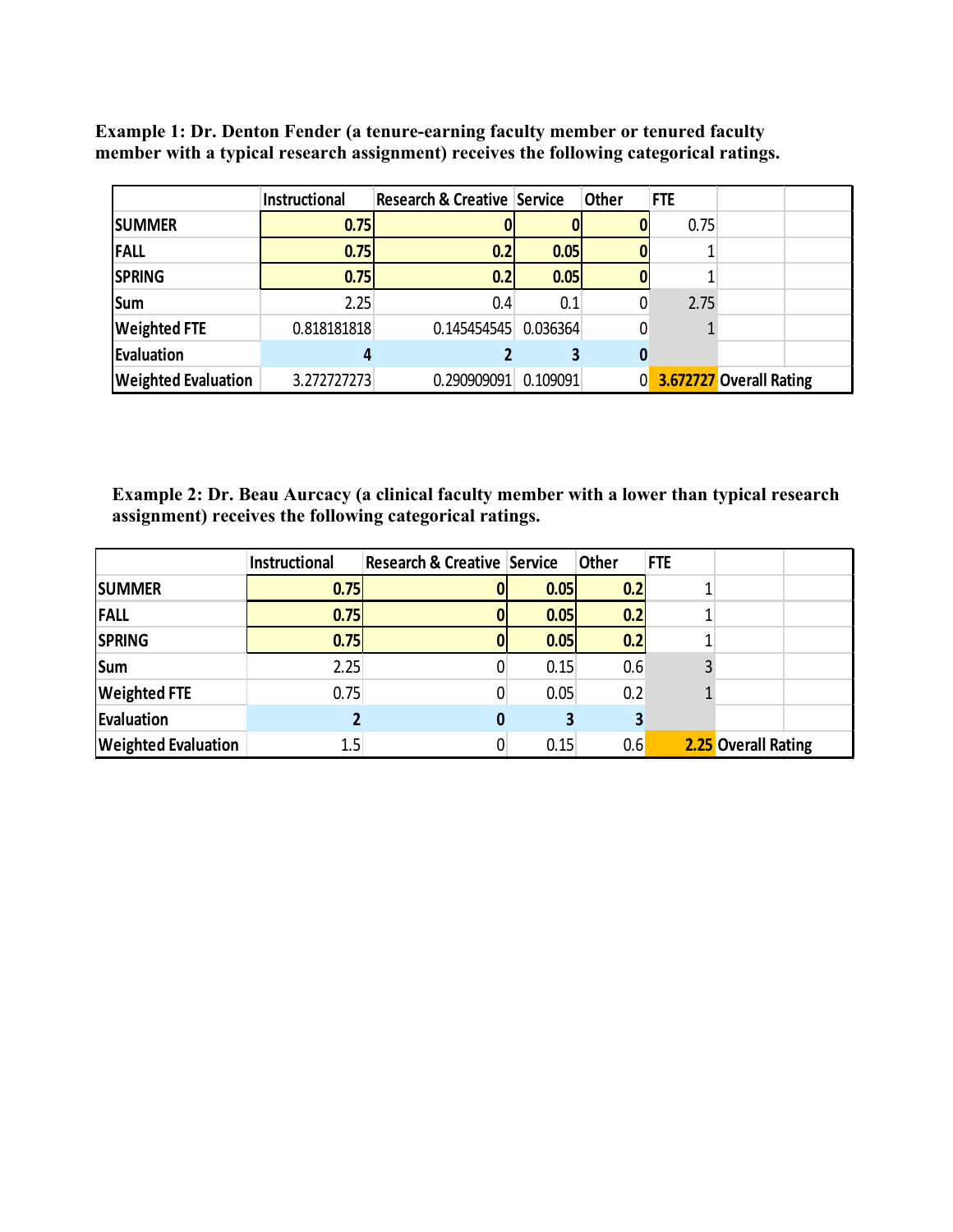**Example 1: Dr. Denton Fender (a tenure-earning faculty member or tenured faculty member with a typical research assignment) receives the following categorical ratings.**

| | Instructional | Research & Creative | Service | Other | FTE | | |
|---|---|---|---|---|---|---|---|
| SUMMER | 0.75 | 0 | 0 | 0 | 0.75 | | |
| FALL | 0.75 | 0.2 | 0.05 | 0 | 1 | | |
| SPRING | 0.75 | 0.2 | 0.05 | 0 | 1 | | |
| Sum | 2.25 | 0.4 | 0.1 | 0 | 2.75 | | |
| Weighted FTE | 0.818181818 | 0.145454545 | 0.036364 | 0 | 1 | | |
| Evaluation | 4 | 2 | 3 | 0 | | | |
| Weighted Evaluation | 3.272727273 | 0.290909091 | 0.109091 | 0 | 3.672727 | Overall Rating | |

**Example 2: Dr. Beau Aurcacy (a clinical faculty member with a lower than typical research assignment) receives the following categorical ratings.**

| | Instructional | Research & Creative | Service | Other | FTE | | |
|---|---|---|---|---|---|---|---|
| SUMMER | 0.75 | 0 | 0.05 | 0.2 | 1 | | |
| FALL | 0.75 | 0 | 0.05 | 0.2 | 1 | | |
| SPRING | 0.75 | 0 | 0.05 | 0.2 | 1 | | |
| Sum | 2.25 | 0 | 0.15 | 0.6 | 3 | | |
| Weighted FTE | 0.75 | 0 | 0.05 | 0.2 | 1 | | |
| Evaluation | 2 | 0 | 3 | 3 | | | |
| Weighted Evaluation | 1.5 | 0 | 0.15 | 0.6 | 2.25 | Overall Rating | |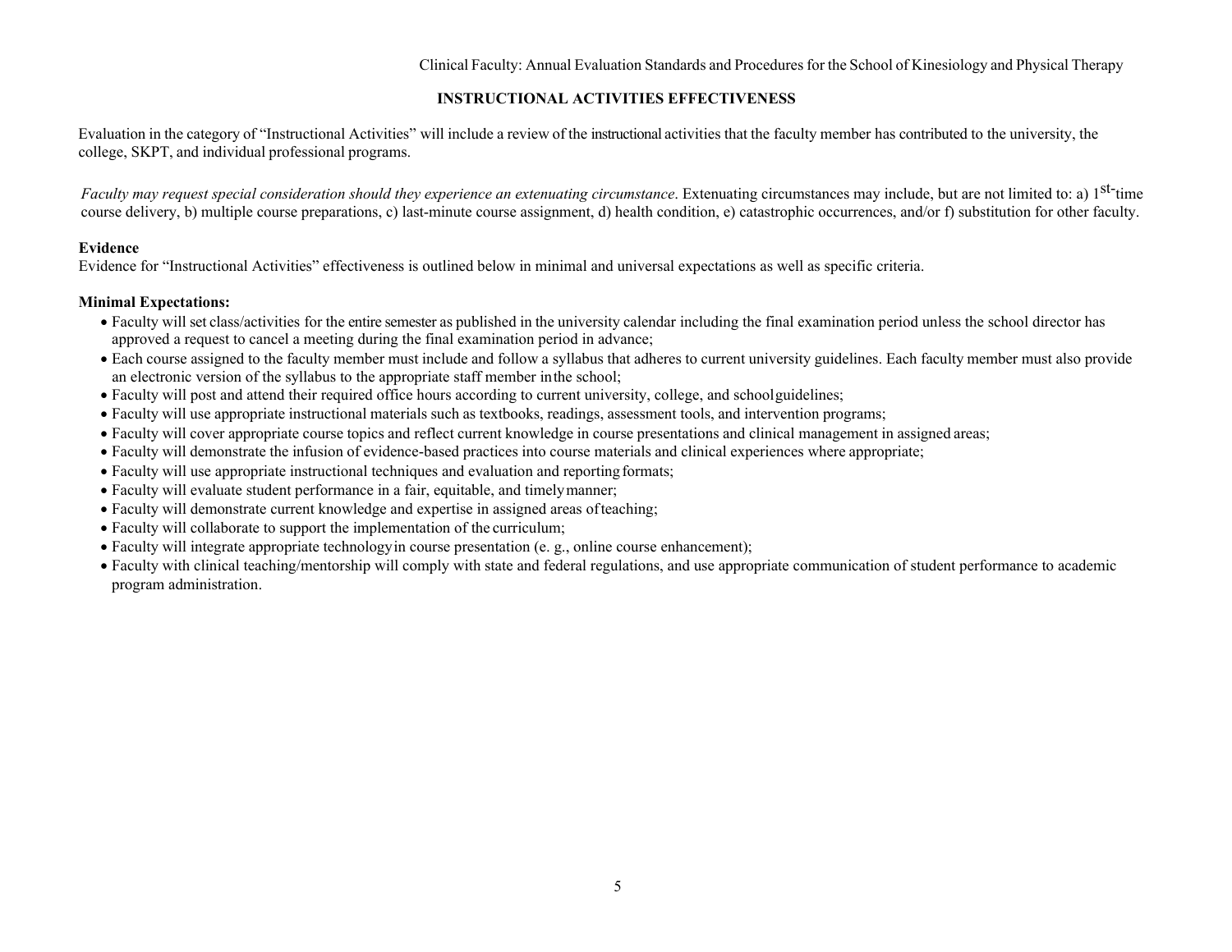## INSTRUCTIONAL ACTIVITIES EFFECTIVENESS

Evaluation in the category of "Instructional Activities" will include a review of the instructional activities that the faculty member has contributed to the university, the college, SKPT, and individual professional programs.

*Faculty may request special consideration should they experience an extenuating circumstance*. Extenuating circumstances may include, but are not limited to: a) 1st-time course delivery, b) multiple course preparations, c) last-minute course assignment, d) health condition, e) catastrophic occurrences, and/or f) substitution for other faculty.

**Evidence**

Evidence for "Instructional Activities" effectiveness is outlined below in minimal and universal expectations as well as specific criteria.

**Minimal Expectations:**

- Faculty will set class/activities for the entire semester as published in the university calendar including the final examination period unless the school director has approved a request to cancel a meeting during the final examination period in advance;
- Each course assigned to the faculty member must include and follow a syllabus that adheres to current university guidelines. Each faculty member must also provide an electronic version of the syllabus to the appropriate staff member in the school;
- Faculty will post and attend their required office hours according to current university, college, and school guidelines;
- Faculty will use appropriate instructional materials such as textbooks, readings, assessment tools, and intervention programs;
- Faculty will cover appropriate course topics and reflect current knowledge in course presentations and clinical management in assigned areas;
- Faculty will demonstrate the infusion of evidence-based practices into course materials and clinical experiences where appropriate;
- Faculty will use appropriate instructional techniques and evaluation and reporting formats;
- Faculty will evaluate student performance in a fair, equitable, and timely manner;
- Faculty will demonstrate current knowledge and expertise in assigned areas of teaching;
- Faculty will collaborate to support the implementation of the curriculum;
- Faculty will integrate appropriate technology in course presentation (e. g., online course enhancement);
- Faculty with clinical teaching/mentorship will comply with state and federal regulations, and use appropriate communication of student performance to academic program administration.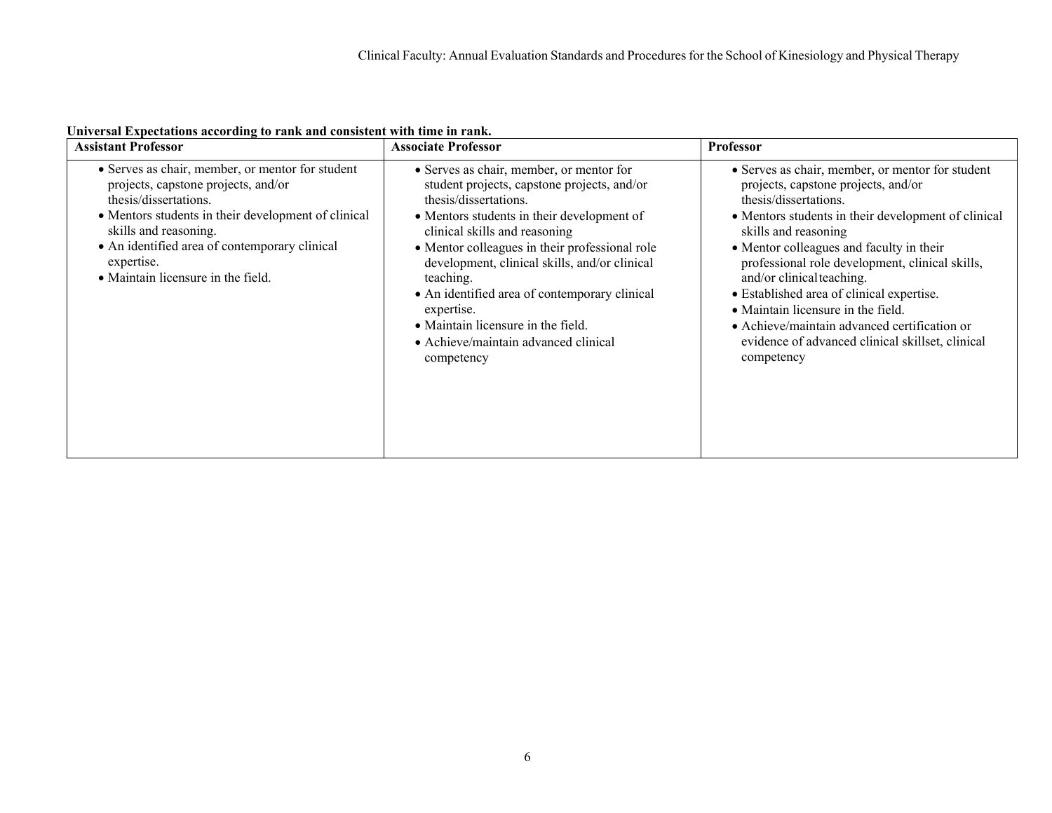**Universal Expectations according to rank and consistent with time in rank.**

| Assistant Professor | Associate Professor | Professor |
|---|---|---|
| • Serves as chair, member, or mentor for student projects, capstone projects, and/or thesis/dissertations.<br>• Mentors students in their development of clinical skills and reasoning.<br>• An identified area of contemporary clinical expertise.<br>• Maintain licensure in the field. | • Serves as chair, member, or mentor for student projects, capstone projects, and/or thesis/dissertations.<br>• Mentors students in their development of clinical skills and reasoning<br>• Mentor colleagues in their professional role development, clinical skills, and/or clinical teaching.<br>• An identified area of contemporary clinical expertise.<br>• Maintain licensure in the field.<br>• Achieve/maintain advanced clinical competency | • Serves as chair, member, or mentor for student projects, capstone projects, and/or thesis/dissertations.<br>• Mentors students in their development of clinical skills and reasoning<br>• Mentor colleagues and faculty in their professional role development, clinical skills, and/or clinical teaching.<br>• Established area of clinical expertise.<br>• Maintain licensure in the field.<br>• Achieve/maintain advanced certification or evidence of advanced clinical skillset, clinical competency |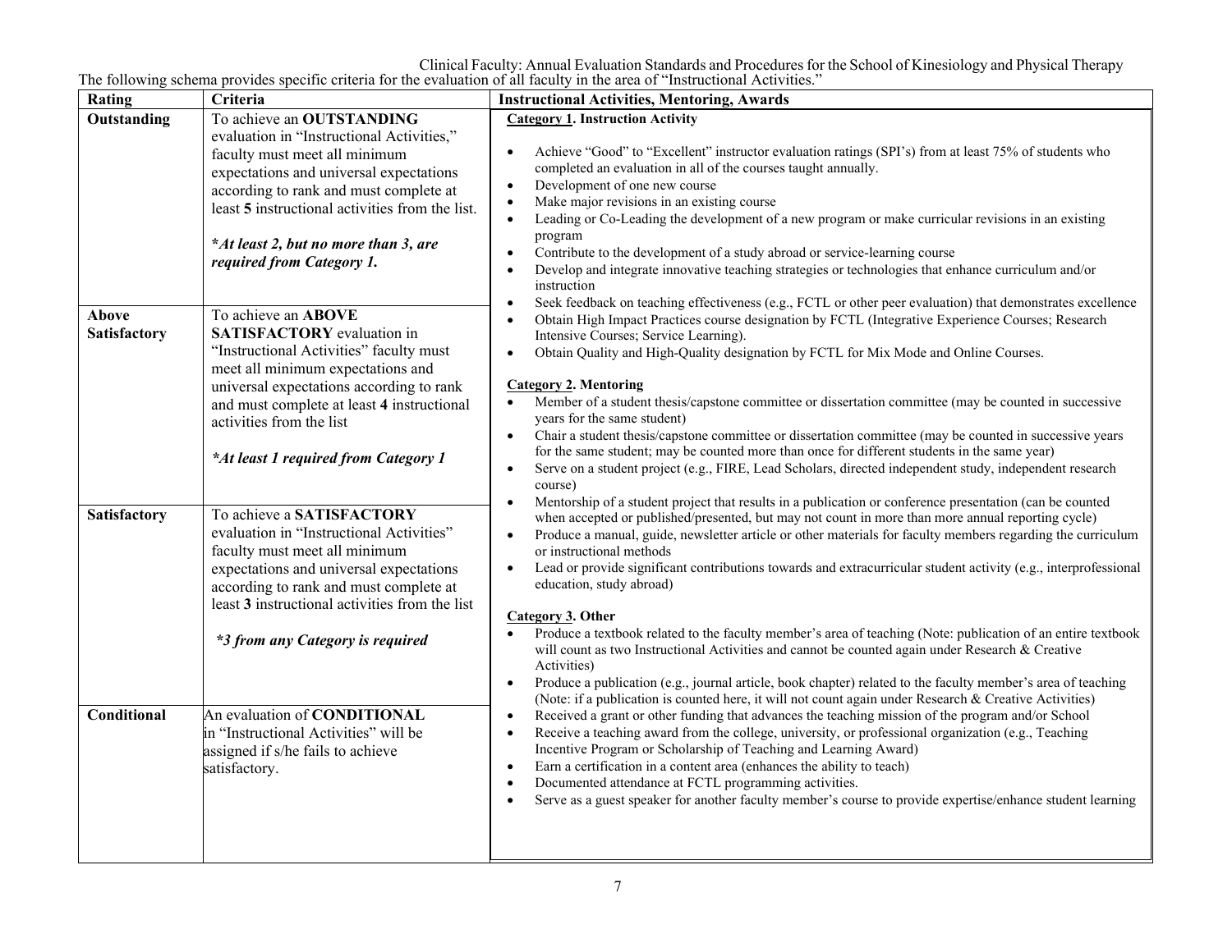Clinical Faculty: Annual Evaluation Standards and Procedures for the School of Kinesiology and Physical Therapy

The following schema provides specific criteria for the evaluation of all faculty in the area of "Instructional Activities."

| Rating | Criteria | Instructional Activities, Mentoring, Awards |
|---|---|---|
| **Outstanding** | To achieve an **OUTSTANDING** evaluation in "Instructional Activities," faculty must meet all minimum expectations and universal expectations according to rank and must complete at least **5** instructional activities from the list.<br><br>***At least 2, but no more than 3, are required from Category 1.*** | **Category 1. Instruction Activity**<br><br>• Achieve "Good" to "Excellent" instructor evaluation ratings (SPI's) from at least 75% of students who completed an evaluation in all of the courses taught annually.<br>• Development of one new course<br>• Make major revisions in an existing course<br>• Leading or Co-Leading the development of a new program or make curricular revisions in an existing program<br>• Contribute to the development of a study abroad or service-learning course<br>• Develop and integrate innovative teaching strategies or technologies that enhance curriculum and/or instruction<br>• Seek feedback on teaching effectiveness (e.g., FCTL or other peer evaluation) that demonstrates excellence<br>• Obtain High Impact Practices course designation by FCTL (Integrative Experience Courses; Research Intensive Courses; Service Learning).<br>• Obtain Quality and High-Quality designation by FCTL for Mix Mode and Online Courses.<br><br>**Category 2. Mentoring**<br>• Member of a student thesis/capstone committee or dissertation committee (may be counted in successive years for the same student)<br>• Chair a student thesis/capstone committee or dissertation committee (may be counted in successive years for the same student; may be counted more than once for different students in the same year)<br>• Serve on a student project (e.g., FIRE, Lead Scholars, directed independent study, independent research course)<br>• Mentorship of a student project that results in a publication or conference presentation (can be counted when accepted or published/presented, but may not count in more than more annual reporting cycle)<br>• Produce a manual, guide, newsletter article or other materials for faculty members regarding the curriculum or instructional methods<br>• Lead or provide significant contributions towards and extracurricular student activity (e.g., interprofessional education, study abroad)<br><br>**Category 3. Other**<br>• Produce a textbook related to the faculty member's area of teaching (Note: publication of an entire textbook will count as two Instructional Activities and cannot be counted again under Research & Creative Activities)<br>• Produce a publication (e.g., journal article, book chapter) related to the faculty member's area of teaching (Note: if a publication is counted here, it will not count again under Research & Creative Activities)<br>• Received a grant or other funding that advances the teaching mission of the program and/or School<br>• Receive a teaching award from the college, university, or professional organization (e.g., Teaching Incentive Program or Scholarship of Teaching and Learning Award)<br>• Earn a certification in a content area (enhances the ability to teach)<br>• Documented attendance at FCTL programming activities.<br>• Serve as a guest speaker for another faculty member's course to provide expertise/enhance student learning |
| **Above Satisfactory** | To achieve an **ABOVE SATISFACTORY** evaluation in "Instructional Activities" faculty must meet all minimum expectations and universal expectations according to rank and must complete at least **4** instructional activities from the list<br><br>***At least 1 required from Category 1*** | |
| **Satisfactory** | To achieve a **SATISFACTORY** evaluation in "Instructional Activities" faculty must meet all minimum expectations and universal expectations according to rank and must complete at least **3** instructional activities from the list<br><br>***3 from any Category is required*** | |
| **Conditional** | An evaluation of **CONDITIONAL** in "Instructional Activities" will be assigned if s/he fails to achieve satisfactory. | |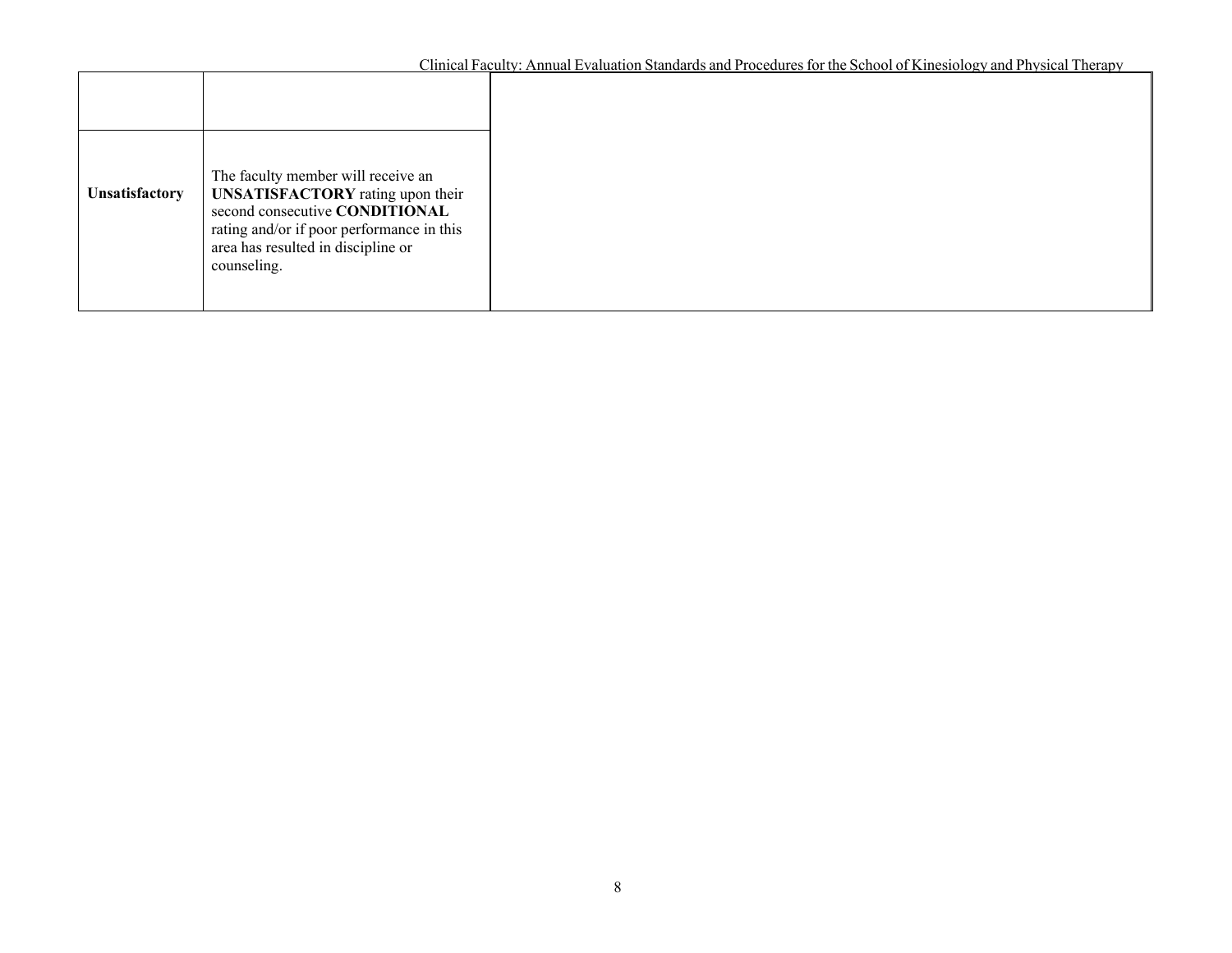| | | |
|---|---|---|
| | | |
| **Unsatisfactory** | The faculty member will receive an **UNSATISFACTORY** rating upon their second consecutive **CONDITIONAL** rating and/or if poor performance in this area has resulted in discipline or counseling. | |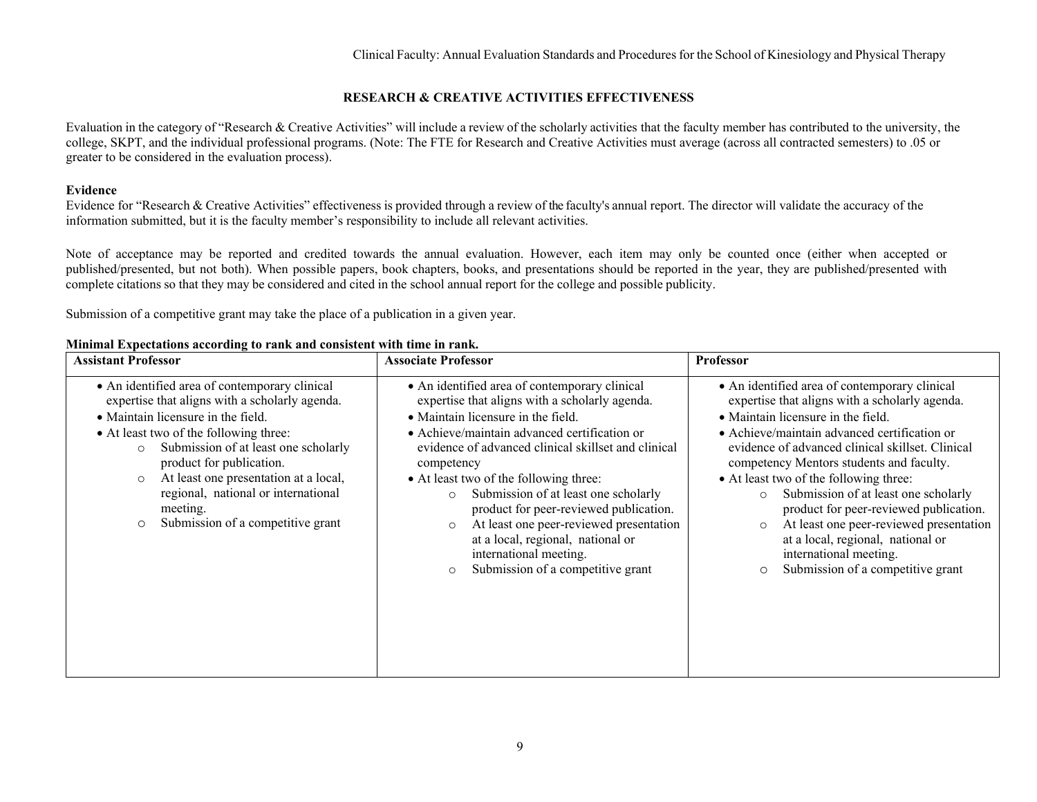## RESEARCH & CREATIVE ACTIVITIES EFFECTIVENESS

Evaluation in the category of "Research & Creative Activities" will include a review of the scholarly activities that the faculty member has contributed to the university, the college, SKPT, and the individual professional programs. (Note: The FTE for Research and Creative Activities must average (across all contracted semesters) to .05 or greater to be considered in the evaluation process).

**Evidence**

Evidence for "Research & Creative Activities" effectiveness is provided through a review of the faculty's annual report. The director will validate the accuracy of the information submitted, but it is the faculty member's responsibility to include all relevant activities.

Note of acceptance may be reported and credited towards the annual evaluation. However, each item may only be counted once (either when accepted or published/presented, but not both). When possible papers, book chapters, books, and presentations should be reported in the year, they are published/presented with complete citations so that they may be considered and cited in the school annual report for the college and possible publicity.

Submission of a competitive grant may take the place of a publication in a given year.

**Minimal Expectations according to rank and consistent with time in rank.**

| Assistant Professor | Associate Professor | Professor |
|---|---|---|
| • An identified area of contemporary clinical expertise that aligns with a scholarly agenda.<br>• Maintain licensure in the field.<br>• At least two of the following three:<br>○ Submission of at least one scholarly product for publication.<br>○ At least one presentation at a local, regional, national or international meeting.<br>○ Submission of a competitive grant | • An identified area of contemporary clinical expertise that aligns with a scholarly agenda.<br>• Maintain licensure in the field.<br>• Achieve/maintain advanced certification or evidence of advanced clinical skillset and clinical competency<br>• At least two of the following three:<br>○ Submission of at least one scholarly product for peer-reviewed publication.<br>○ At least one peer-reviewed presentation at a local, regional, national or international meeting.<br>○ Submission of a competitive grant | • An identified area of contemporary clinical expertise that aligns with a scholarly agenda.<br>• Maintain licensure in the field.<br>• Achieve/maintain advanced certification or evidence of advanced clinical skillset. Clinical competency Mentors students and faculty.<br>• At least two of the following three:<br>○ Submission of at least one scholarly product for peer-reviewed publication.<br>○ At least one peer-reviewed presentation at a local, regional, national or international meeting.<br>○ Submission of a competitive grant |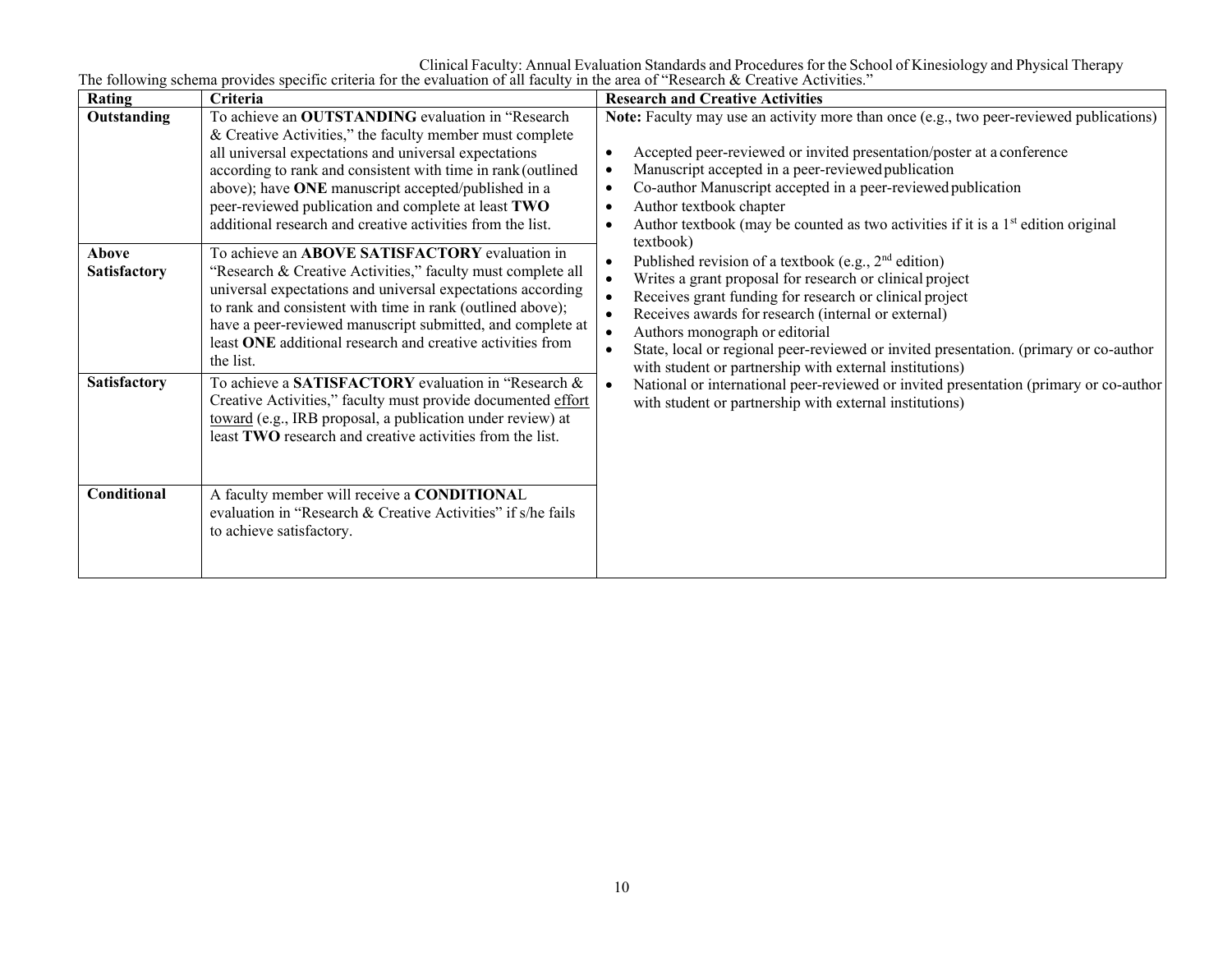The following schema provides specific criteria for the evaluation of all faculty in the area of "Research & Creative Activities."

| Rating | Criteria | Research and Creative Activities |
|---|---|---|
| **Outstanding** | To achieve an **OUTSTANDING** evaluation in "Research & Creative Activities," the faculty member must complete all universal expectations and universal expectations according to rank and consistent with time in rank (outlined above); have **ONE** manuscript accepted/published in a peer-reviewed publication and complete at least **TWO** additional research and creative activities from the list. | **Note:** Faculty may use an activity more than once (e.g., two peer-reviewed publications)<br><br>• Accepted peer-reviewed or invited presentation/poster at a conference<br>• Manuscript accepted in a peer-reviewed publication<br>• Co-author Manuscript accepted in a peer-reviewed publication<br>• Author textbook chapter<br>• Author textbook (may be counted as two activities if it is a 1st edition original textbook)<br>• Published revision of a textbook (e.g., 2nd edition)<br>• Writes a grant proposal for research or clinical project<br>• Receives grant funding for research or clinical project<br>• Receives awards for research (internal or external)<br>• Authors monograph or editorial<br>• State, local or regional peer-reviewed or invited presentation. (primary or co-author with student or partnership with external institutions)<br>• National or international peer-reviewed or invited presentation (primary or co-author with student or partnership with external institutions) |
| **Above Satisfactory** | To achieve an **ABOVE SATISFACTORY** evaluation in "Research & Creative Activities," faculty must complete all universal expectations and universal expectations according to rank and consistent with time in rank (outlined above); have a peer-reviewed manuscript submitted, and complete at least **ONE** additional research and creative activities from the list. | |
| **Satisfactory** | To achieve a **SATISFACTORY** evaluation in "Research & Creative Activities," faculty must provide documented effort toward (e.g., IRB proposal, a publication under review) at least **TWO** research and creative activities from the list. | |
| **Conditional** | A faculty member will receive a **CONDITIONAL** evaluation in "Research & Creative Activities" if s/he fails to achieve satisfactory. | |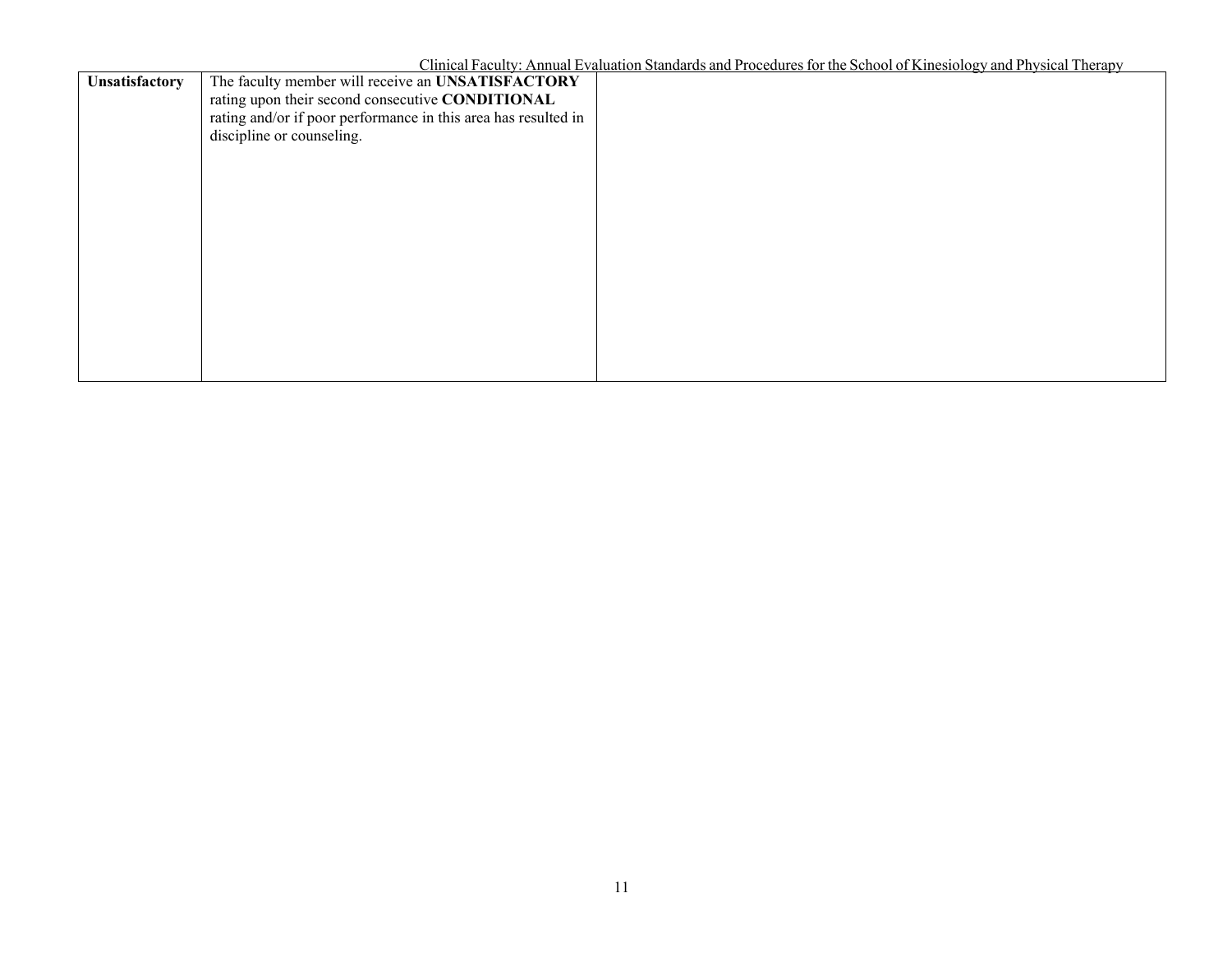| | | |
|---|---|---|
| **Unsatisfactory** | The faculty member will receive an **UNSATISFACTORY** rating upon their second consecutive **CONDITIONAL** rating and/or if poor performance in this area has resulted in discipline or counseling. | |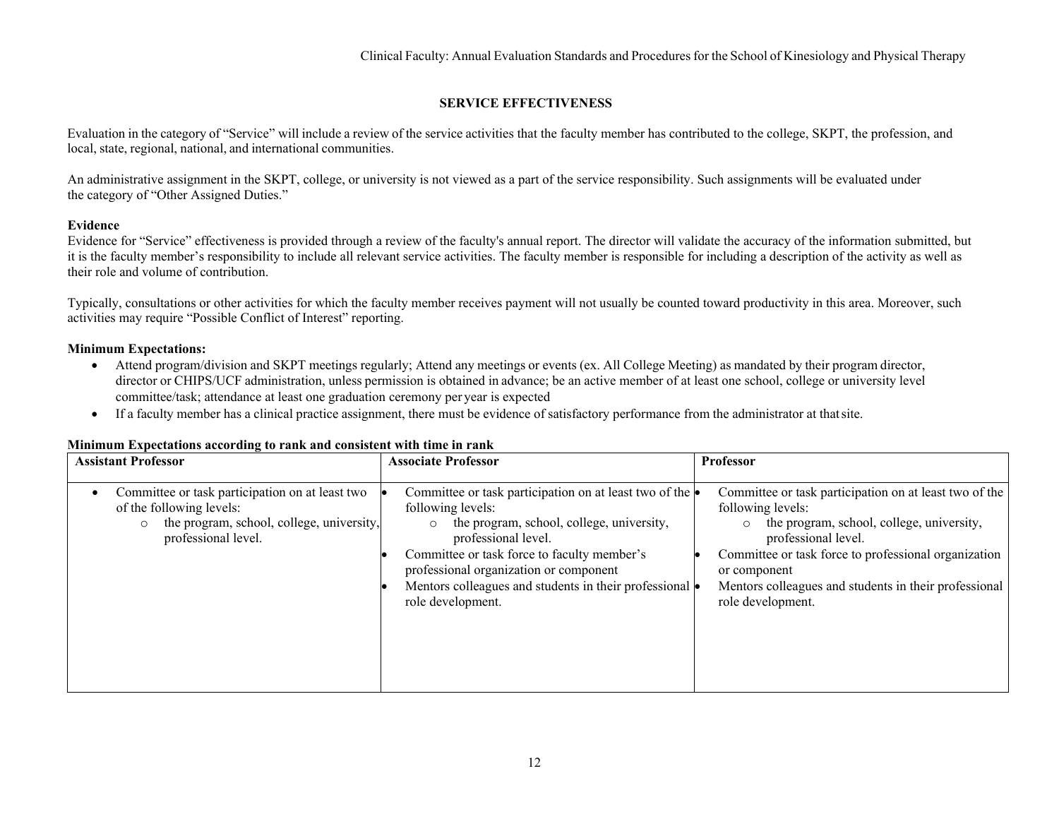## SERVICE EFFECTIVENESS

Evaluation in the category of "Service" will include a review of the service activities that the faculty member has contributed to the college, SKPT, the profession, and local, state, regional, national, and international communities.

An administrative assignment in the SKPT, college, or university is not viewed as a part of the service responsibility. Such assignments will be evaluated under the category of "Other Assigned Duties."

**Evidence**

Evidence for "Service" effectiveness is provided through a review of the faculty's annual report. The director will validate the accuracy of the information submitted, but it is the faculty member's responsibility to include all relevant service activities. The faculty member is responsible for including a description of the activity as well as their role and volume of contribution.

Typically, consultations or other activities for which the faculty member receives payment will not usually be counted toward productivity in this area. Moreover, such activities may require "Possible Conflict of Interest" reporting.

**Minimum Expectations:**

- Attend program/division and SKPT meetings regularly; Attend any meetings or events (ex. All College Meeting) as mandated by their program director, director or CHIPS/UCF administration, unless permission is obtained in advance; be an active member of at least one school, college or university level committee/task; attendance at least one graduation ceremony per year is expected
- If a faculty member has a clinical practice assignment, there must be evidence of satisfactory performance from the administrator at that site.

**Minimum Expectations according to rank and consistent with time in rank**

| Assistant Professor | Associate Professor | Professor |
|---|---|---|
| • Committee or task participation on at least two of the following levels:<br>  ○ the program, school, college, university, professional level. | • Committee or task participation on at least two of the following levels:<br>  ○ the program, school, college, university, professional level.<br>• Committee or task force to faculty member's professional organization or component<br>• Mentors colleagues and students in their professional role development. | • Committee or task participation on at least two of the following levels:<br>  ○ the program, school, college, university, professional level.<br>• Committee or task force to professional organization or component<br>• Mentors colleagues and students in their professional role development. |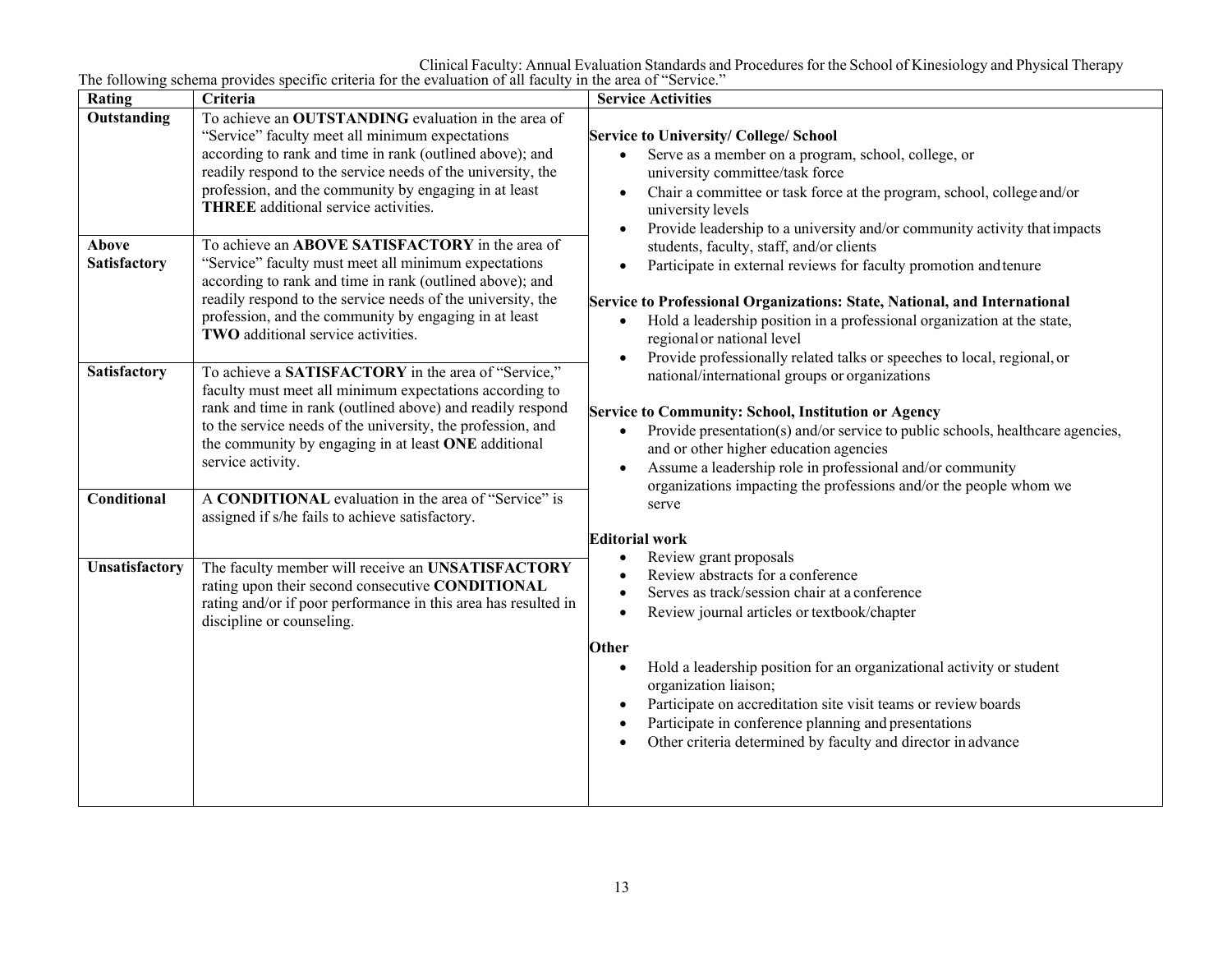Clinical Faculty: Annual Evaluation Standards and Procedures for the School of Kinesiology and Physical Therapy

The following schema provides specific criteria for the evaluation of all faculty in the area of "Service."

| Rating | Criteria | Service Activities |
|---|---|---|
| Outstanding | To achieve an **OUTSTANDING** evaluation in the area of "Service" faculty meet all minimum expectations according to rank and time in rank (outlined above); and readily respond to the service needs of the university, the profession, and the community by engaging in at least **THREE** additional service activities. | **Service to University/ College/ School**<br>• Serve as a member on a program, school, college, or university committee/task force<br>• Chair a committee or task force at the program, school, college and/or university levels<br>• Provide leadership to a university and/or community activity that impacts students, faculty, staff, and/or clients<br>• Participate in external reviews for faculty promotion and tenure<br><br>**Service to Professional Organizations: State, National, and International**<br>• Hold a leadership position in a professional organization at the state, regional or national level<br>• Provide professionally related talks or speeches to local, regional, or national/international groups or organizations<br><br>**Service to Community: School, Institution or Agency**<br>• Provide presentation(s) and/or service to public schools, healthcare agencies, and or other higher education agencies<br>• Assume a leadership role in professional and/or community organizations impacting the professions and/or the people whom we serve<br><br>**Editorial work**<br>• Review grant proposals<br>• Review abstracts for a conference<br>• Serves as track/session chair at a conference<br>• Review journal articles or textbook/chapter<br><br>**Other**<br>• Hold a leadership position for an organizational activity or student organization liaison;<br>• Participate on accreditation site visit teams or review boards<br>• Participate in conference planning and presentations<br>• Other criteria determined by faculty and director in advance |
| Above Satisfactory | To achieve an **ABOVE SATISFACTORY** in the area of "Service" faculty must meet all minimum expectations according to rank and time in rank (outlined above); and readily respond to the service needs of the university, the profession, and the community by engaging in at least **TWO** additional service activities. | |
| Satisfactory | To achieve a **SATISFACTORY** in the area of "Service," faculty must meet all minimum expectations according to rank and time in rank (outlined above) and readily respond to the service needs of the university, the profession, and the community by engaging in at least **ONE** additional service activity. | |
| Conditional | A **CONDITIONAL** evaluation in the area of "Service" is assigned if s/he fails to achieve satisfactory. | |
| Unsatisfactory | The faculty member will receive an **UNSATISFACTORY** rating upon their second consecutive **CONDITIONAL** rating and/or if poor performance in this area has resulted in discipline or counseling. | |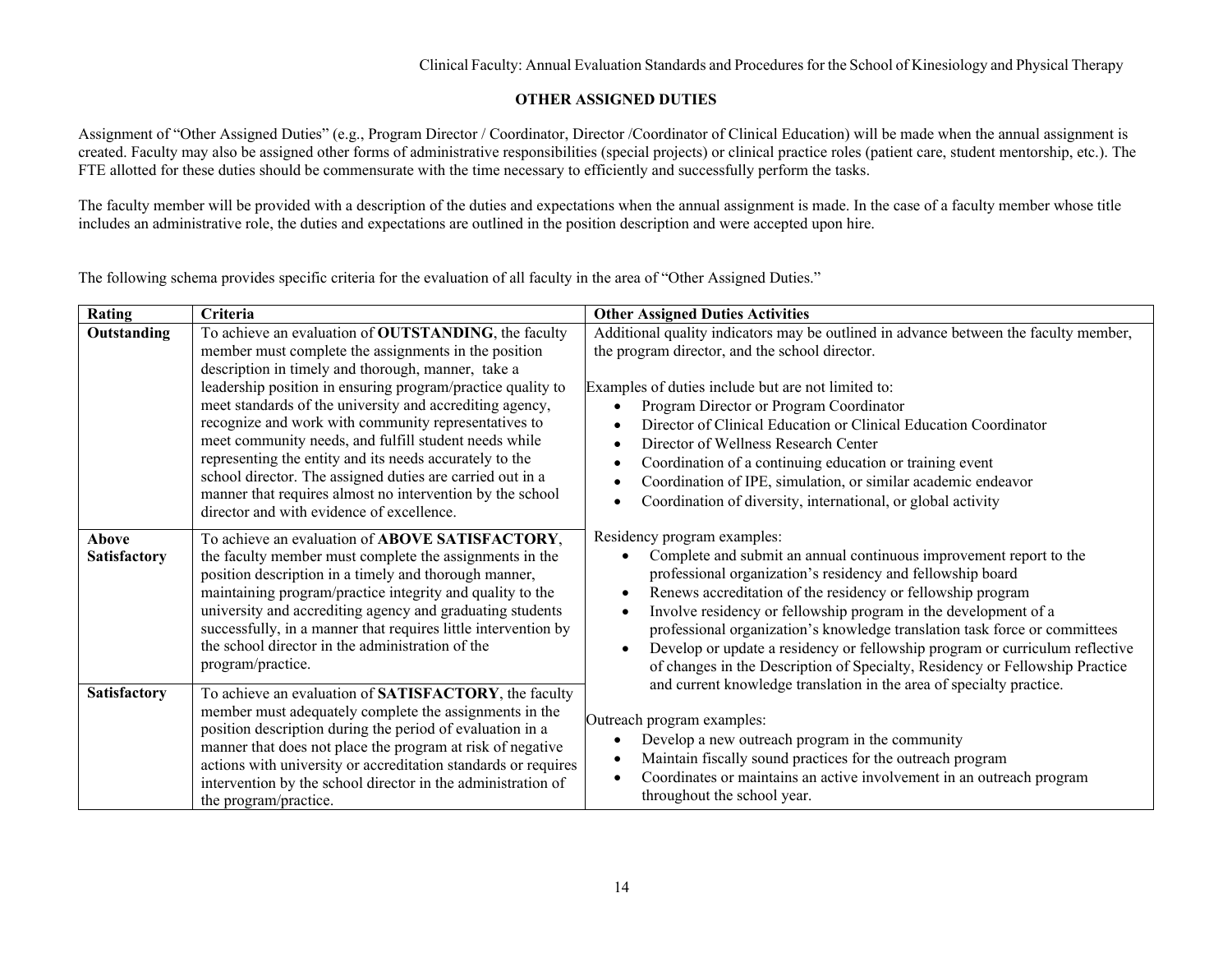## OTHER ASSIGNED DUTIES

Assignment of "Other Assigned Duties" (e.g., Program Director / Coordinator, Director /Coordinator of Clinical Education) will be made when the annual assignment is created. Faculty may also be assigned other forms of administrative responsibilities (special projects) or clinical practice roles (patient care, student mentorship, etc.). The FTE allotted for these duties should be commensurate with the time necessary to efficiently and successfully perform the tasks.

The faculty member will be provided with a description of the duties and expectations when the annual assignment is made. In the case of a faculty member whose title includes an administrative role, the duties and expectations are outlined in the position description and were accepted upon hire.

The following schema provides specific criteria for the evaluation of all faculty in the area of "Other Assigned Duties."

| Rating | Criteria | Other Assigned Duties Activities |
|---|---|---|
| **Outstanding** | To achieve an evaluation of **OUTSTANDING**, the faculty member must complete the assignments in the position description in timely and thorough, manner, take a leadership position in ensuring program/practice quality to meet standards of the university and accrediting agency, recognize and work with community representatives to meet community needs, and fulfill student needs while representing the entity and its needs accurately to the school director. The assigned duties are carried out in a manner that requires almost no intervention by the school director and with evidence of excellence. | Additional quality indicators may be outlined in advance between the faculty member, the program director, and the school director.<br><br>Examples of duties include but are not limited to:<br>• Program Director or Program Coordinator<br>• Director of Clinical Education or Clinical Education Coordinator<br>• Director of Wellness Research Center<br>• Coordination of a continuing education or training event<br>• Coordination of IPE, simulation, or similar academic endeavor<br>• Coordination of diversity, international, or global activity<br><br>Residency program examples:<br>• Complete and submit an annual continuous improvement report to the professional organization's residency and fellowship board<br>• Renews accreditation of the residency or fellowship program<br>• Involve residency or fellowship program in the development of a professional organization's knowledge translation task force or committees<br>• Develop or update a residency or fellowship program or curriculum reflective of changes in the Description of Specialty, Residency or Fellowship Practice and current knowledge translation in the area of specialty practice.<br><br>Outreach program examples:<br>• Develop a new outreach program in the community<br>• Maintain fiscally sound practices for the outreach program<br>• Coordinates or maintains an active involvement in an outreach program throughout the school year. |
| **Above Satisfactory** | To achieve an evaluation of **ABOVE SATISFACTORY**, the faculty member must complete the assignments in the position description in a timely and thorough manner, maintaining program/practice integrity and quality to the university and accrediting agency and graduating students successfully, in a manner that requires little intervention by the school director in the administration of the program/practice. | |
| **Satisfactory** | To achieve an evaluation of **SATISFACTORY**, the faculty member must adequately complete the assignments in the position description during the period of evaluation in a manner that does not place the program at risk of negative actions with university or accreditation standards or requires intervention by the school director in the administration of the program/practice. | |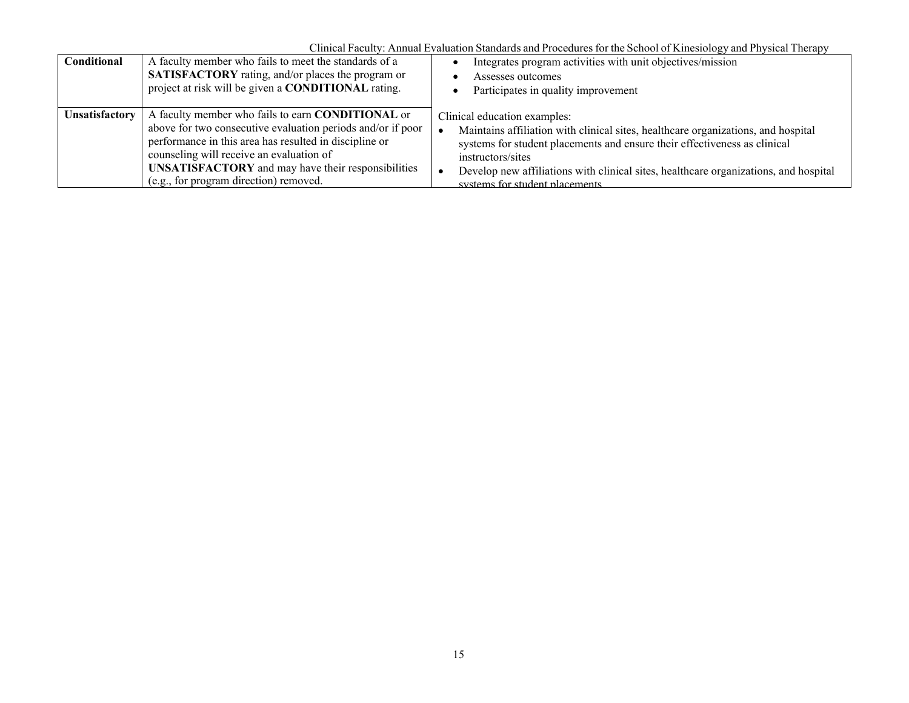| | | |
|---|---|---|
| **Conditional** | A faculty member who fails to meet the standards of a **SATISFACTORY** rating, and/or places the program or project at risk will be given a **CONDITIONAL** rating. | • Integrates program activities with unit objectives/mission<br>• Assesses outcomes<br>• Participates in quality improvement<br><br>Clinical education examples:<br>• Maintains affiliation with clinical sites, healthcare organizations, and hospital systems for student placements and ensure their effectiveness as clinical instructors/sites<br>• Develop new affiliations with clinical sites, healthcare organizations, and hospital systems for student placements |
| **Unsatisfactory** | A faculty member who fails to earn **CONDITIONAL** or above for two consecutive evaluation periods and/or if poor performance in this area has resulted in discipline or counseling will receive an evaluation of **UNSATISFACTORY** and may have their responsibilities (e.g., for program direction) removed. | |